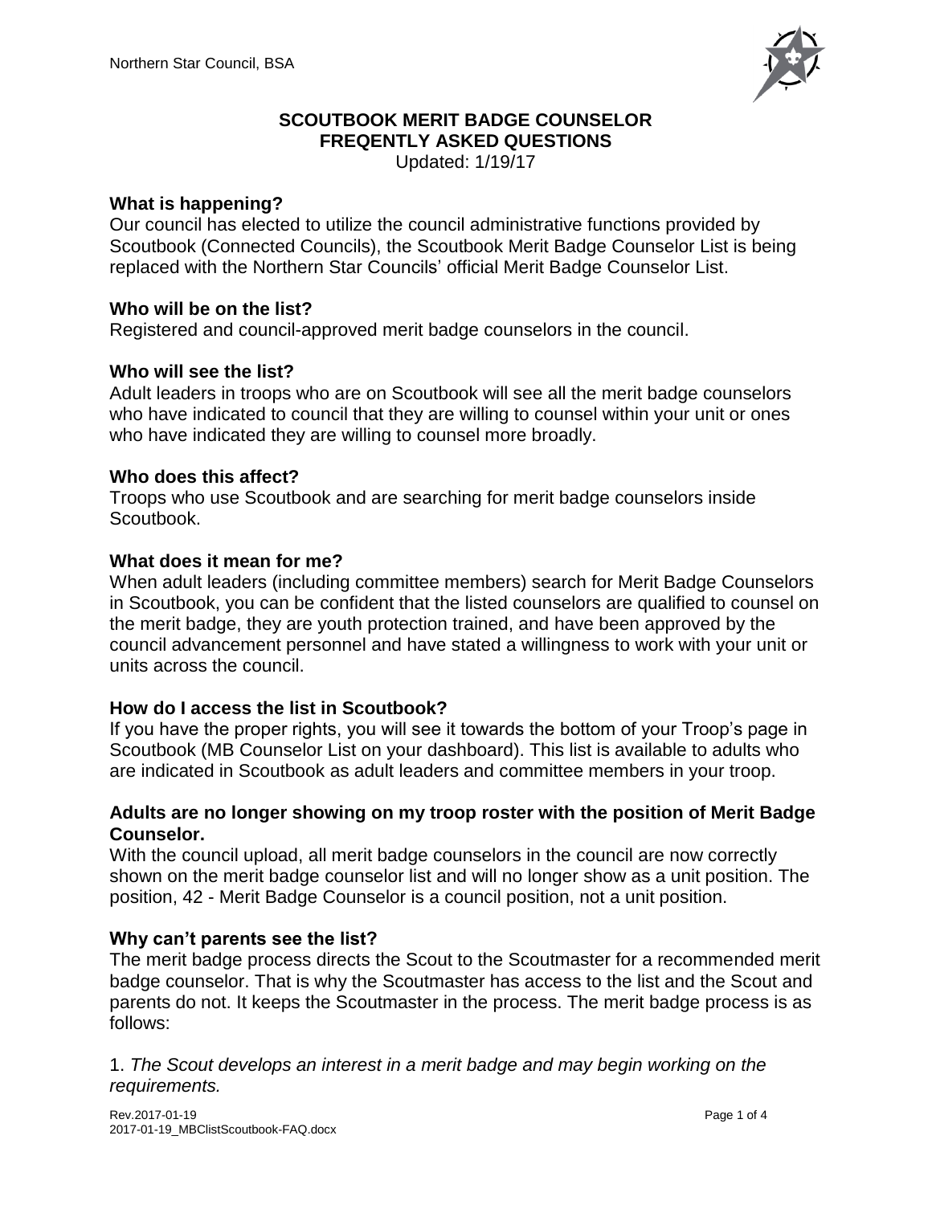# SCOUTBOOK MERIT BADGE COUNSELOR FREQENTLY ASKED QUESTIONS

Updated: 1/19/17

### What is happening?

Our council has elected to utilize the council administrative functions provided by Scoutbook (Connected Councils), the Scoutbook Merit Badge Counselor List is being replaced with the Northern Star Councils' official Merit Badge Counselor List.

### Who will be on the list?

Registered and council-approved merit badge counselors in the council.

### Who will see the list?

Adult leaders in troops who are on Scoutbook will see all the merit badge counselors who have indicated to council that they are willing to counsel within your unit or ones who have indicated they are willing to counsel more broadly.

### Who does this affect?

Troops who use Scoutbook and are searching for merit badge counselors inside Scoutbook.

### What does it mean for me?

When adult leaders (including committee members) search for Merit Badge Counselors in Scoutbook, you can be confident that the listed counselors are qualified to counsel on the merit badge, they are youth protection trained, and have been approved by the council advancement personnel and have stated a willingness to work with your unit or units across the council.

### How do I access the list in Scoutbook?

If you have the proper rights, you will see it towards the bottom of your Troop's page in Scoutbook (MB Counselor List on your dashboard). This list is available to adults who are indicated in Scoutbook as adult leaders and committee members in your troop.

### Adults are no longer showing on my troop roster with the position of Merit Badge Counselor.

With the council upload, all merit badge counselors in the council are now correctly shown on the merit badge counselor list and will no longer show as a unit position. The position, 42 - Merit Badge Counselor is a council position, not a unit position.

### Why can't parents see the list?

The merit badge process directs the Scout to the Scoutmaster for a recommended merit badge counselor. That is why the Scoutmaster has access to the list and the Scout and parents do not. It keeps the Scoutmaster in the process. The merit badge process is as follows:

1. *The Scout develops an interest in a merit badge and may begin working on the requirements.*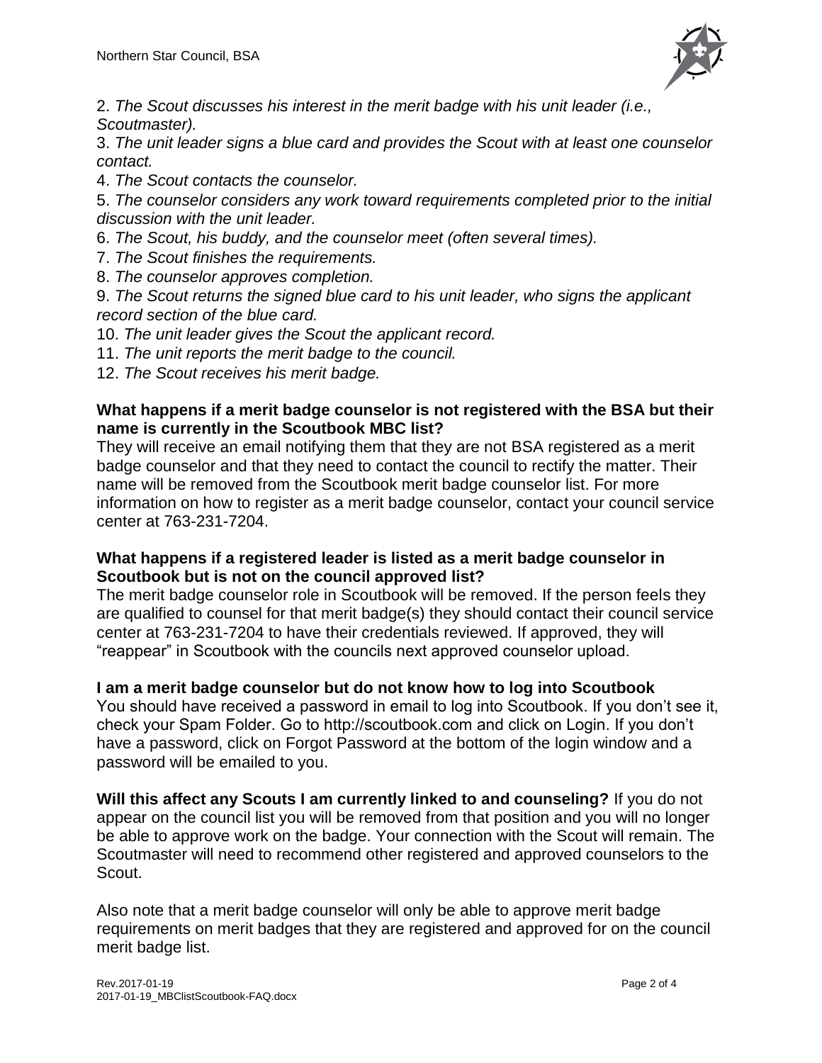2. *The Scout discusses his interest in the merit badge with his unit leader (i.e., Scoutmaster).*

3. *The unit leader signs a blue card and provides the Scout with at least one counselor contact.*

4. *The Scout contacts the counselor.*

5. *The counselor considers any work toward requirements completed prior to the initial discussion with the unit leader.*

6. *The Scout, his buddy, and the counselor meet (often several times).*

7. *The Scout finishes the requirements.*

8. *The counselor approves completion.*

9. *The Scout returns the signed blue card to his unit leader, who signs the applicant record section of the blue card.*

10. *The unit leader gives the Scout the applicant record.*

11. *The unit reports the merit badge to the council.*

12. *The Scout receives his merit badge.*

**What happens if a merit badge counselor is not registered with the BSA but their name is currently in the Scoutbook MBC list?**

They will receive an email notifying them that they are not BSA registered as a merit badge counselor and that they need to contact the council to rectify the matter. Their name will be removed from the Scoutbook merit badge counselor list. For more information on how to register as a merit badge counselor, contact your council service center at 763-231-7204.

**What happens if a registered leader is listed as a merit badge counselor in Scoutbook but is not on the council approved list?**

The merit badge counselor role in Scoutbook will be removed. If the person feels they are qualified to counsel for that merit badge(s) they should contact their council service center at 763-231-7204 to have their credentials reviewed. If approved, they will "reappear" in Scoutbook with the councils next approved counselor upload.

**I am a merit badge counselor but do not know how to log into Scoutbook**

You should have received a password in email to log into Scoutbook. If you don't see it, check your Spam Folder. Go to http://scoutbook.com and click on Login. If you don't have a password, click on Forgot Password at the bottom of the login window and a password will be emailed to you.

**Will this affect any Scouts I am currently linked to and counseling?** If you do not appear on the council list you will be removed from that position and you will no longer be able to approve work on the badge. Your connection with the Scout will remain. The Scoutmaster will need to recommend other registered and approved counselors to the Scout.

Also note that a merit badge counselor will only be able to approve merit badge requirements on merit badges that they are registered and approved for on the council merit badge list.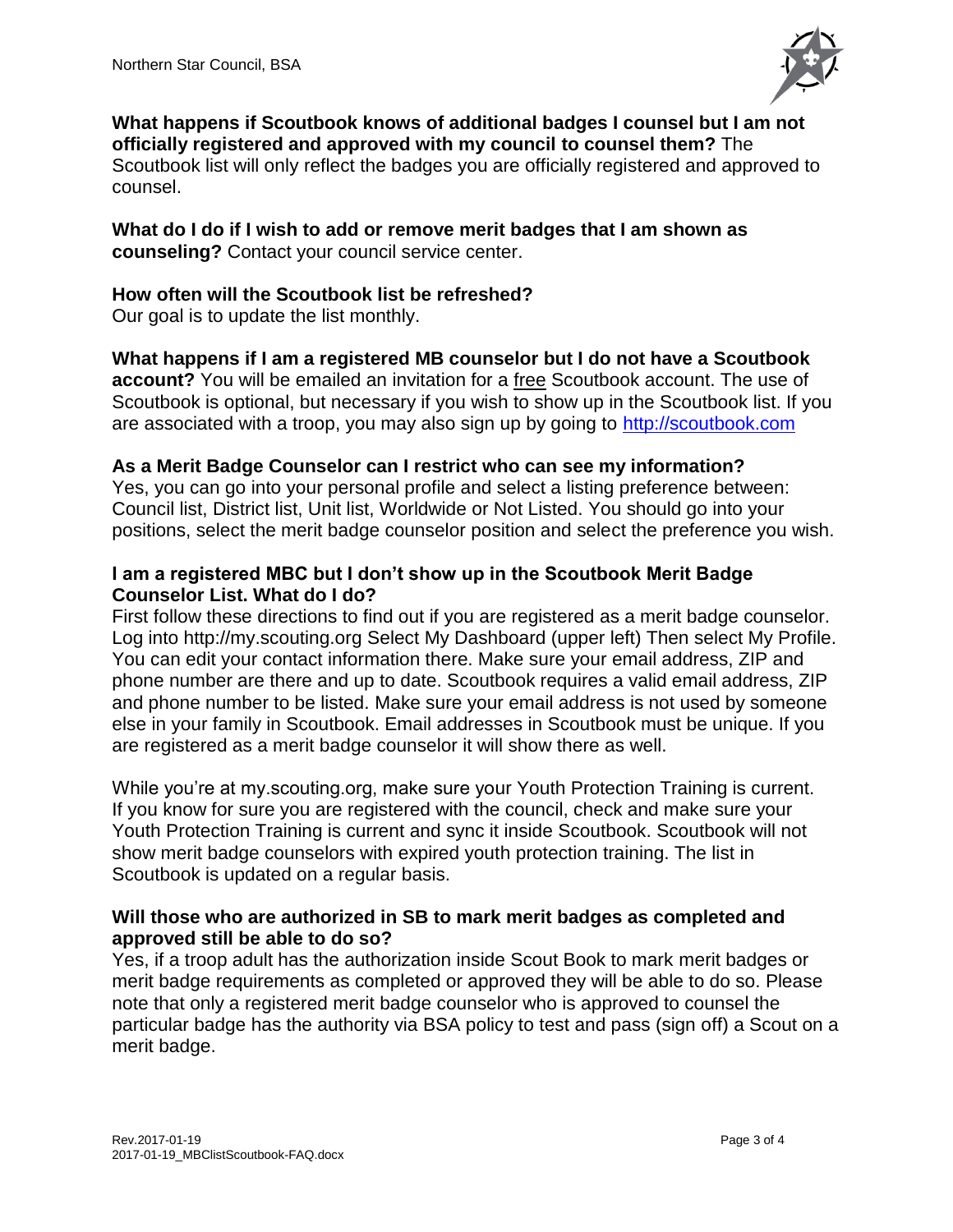**What happens if Scoutbook knows of additional badges I counsel but I am not officially registered and approved with my council to counsel them?** The Scoutbook list will only reflect the badges you are officially registered and approved to counsel.

**What do I do if I wish to add or remove merit badges that I am shown as counseling?** Contact your council service center.

**How often will the Scoutbook list be refreshed?**
Our goal is to update the list monthly.

**What happens if I am a registered MB counselor but I do not have a Scoutbook account?** You will be emailed an invitation for a free Scoutbook account. The use of Scoutbook is optional, but necessary if you wish to show up in the Scoutbook list. If you are associated with a troop, you may also sign up by going to [http://scoutbook.com](http://scoutbook.com)

**As a Merit Badge Counselor can I restrict who can see my information?**
Yes, you can go into your personal profile and select a listing preference between: Council list, District list, Unit list, Worldwide or Not Listed. You should go into your positions, select the merit badge counselor position and select the preference you wish.

**I am a registered MBC but I don't show up in the Scoutbook Merit Badge Counselor List. What do I do?**
First follow these directions to find out if you are registered as a merit badge counselor. Log into http://my.scouting.org Select My Dashboard (upper left) Then select My Profile. You can edit your contact information there. Make sure your email address, ZIP and phone number are there and up to date. Scoutbook requires a valid email address, ZIP and phone number to be listed. Make sure your email address is not used by someone else in your family in Scoutbook. Email addresses in Scoutbook must be unique. If you are registered as a merit badge counselor it will show there as well.

While you're at my.scouting.org, make sure your Youth Protection Training is current. If you know for sure you are registered with the council, check and make sure your Youth Protection Training is current and sync it inside Scoutbook. Scoutbook will not show merit badge counselors with expired youth protection training. The list in Scoutbook is updated on a regular basis.

**Will those who are authorized in SB to mark merit badges as completed and approved still be able to do so?**
Yes, if a troop adult has the authorization inside Scout Book to mark merit badges or merit badge requirements as completed or approved they will be able to do so. Please note that only a registered merit badge counselor who is approved to counsel the particular badge has the authority via BSA policy to test and pass (sign off) a Scout on a merit badge.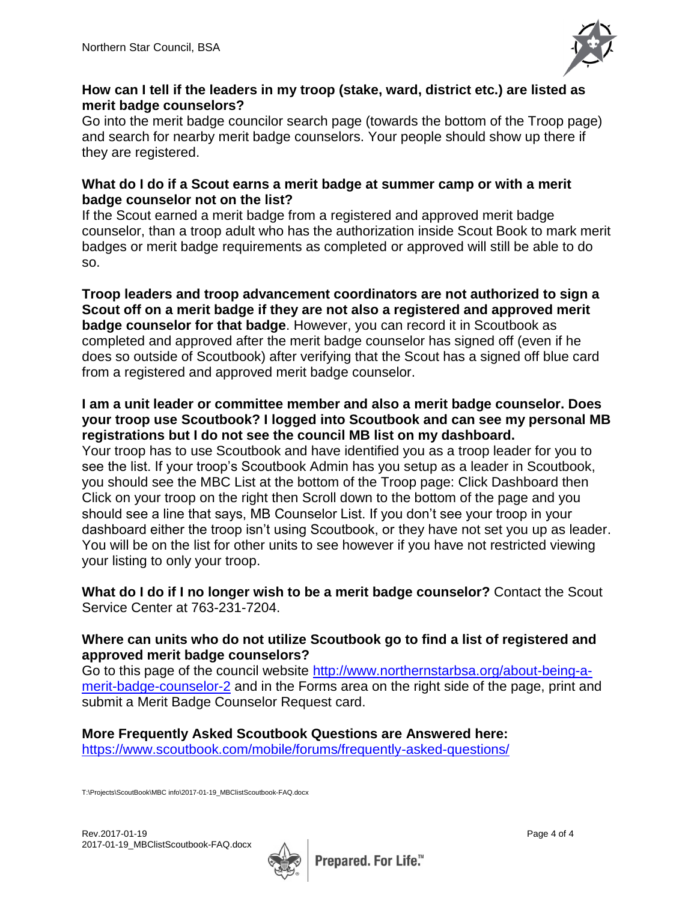**How can I tell if the leaders in my troop (stake, ward, district etc.) are listed as merit badge counselors?**
Go into the merit badge councilor search page (towards the bottom of the Troop page) and search for nearby merit badge counselors. Your people should show up there if they are registered.

**What do I do if a Scout earns a merit badge at summer camp or with a merit badge counselor not on the list?**
If the Scout earned a merit badge from a registered and approved merit badge counselor, than a troop adult who has the authorization inside Scout Book to mark merit badges or merit badge requirements as completed or approved will still be able to do so.

**Troop leaders and troop advancement coordinators are not authorized to sign a Scout off on a merit badge if they are not also a registered and approved merit badge counselor for that badge**. However, you can record it in Scoutbook as completed and approved after the merit badge counselor has signed off (even if he does so outside of Scoutbook) after verifying that the Scout has a signed off blue card from a registered and approved merit badge counselor.

**I am a unit leader or committee member and also a merit badge counselor. Does your troop use Scoutbook? I logged into Scoutbook and can see my personal MB registrations but I do not see the council MB list on my dashboard.**
Your troop has to use Scoutbook and have identified you as a troop leader for you to see the list. If your troop's Scoutbook Admin has you setup as a leader in Scoutbook, you should see the MBC List at the bottom of the Troop page: Click Dashboard then Click on your troop on the right then Scroll down to the bottom of the page and you should see a line that says, MB Counselor List. If you don't see your troop in your dashboard either the troop isn't using Scoutbook, or they have not set you up as leader. You will be on the list for other units to see however if you have not restricted viewing your listing to only your troop.

**What do I do if I no longer wish to be a merit badge counselor?** Contact the Scout Service Center at 763-231-7204.

**Where can units who do not utilize Scoutbook go to find a list of registered and approved merit badge counselors?**
Go to this page of the council website [http://www.northernstarbsa.org/about-being-a-merit-badge-counselor-2](http://www.northernstarbsa.org/about-being-a-merit-badge-counselor-2) and in the Forms area on the right side of the page, print and submit a Merit Badge Counselor Request card.

**More Frequently Asked Scoutbook Questions are Answered here:**
[https://www.scoutbook.com/mobile/forums/frequently-asked-questions/](https://www.scoutbook.com/mobile/forums/frequently-asked-questions/)

T:\Projects\ScoutBook\MBC info\2017-01-19_MBClistScoutbook-FAQ.docx